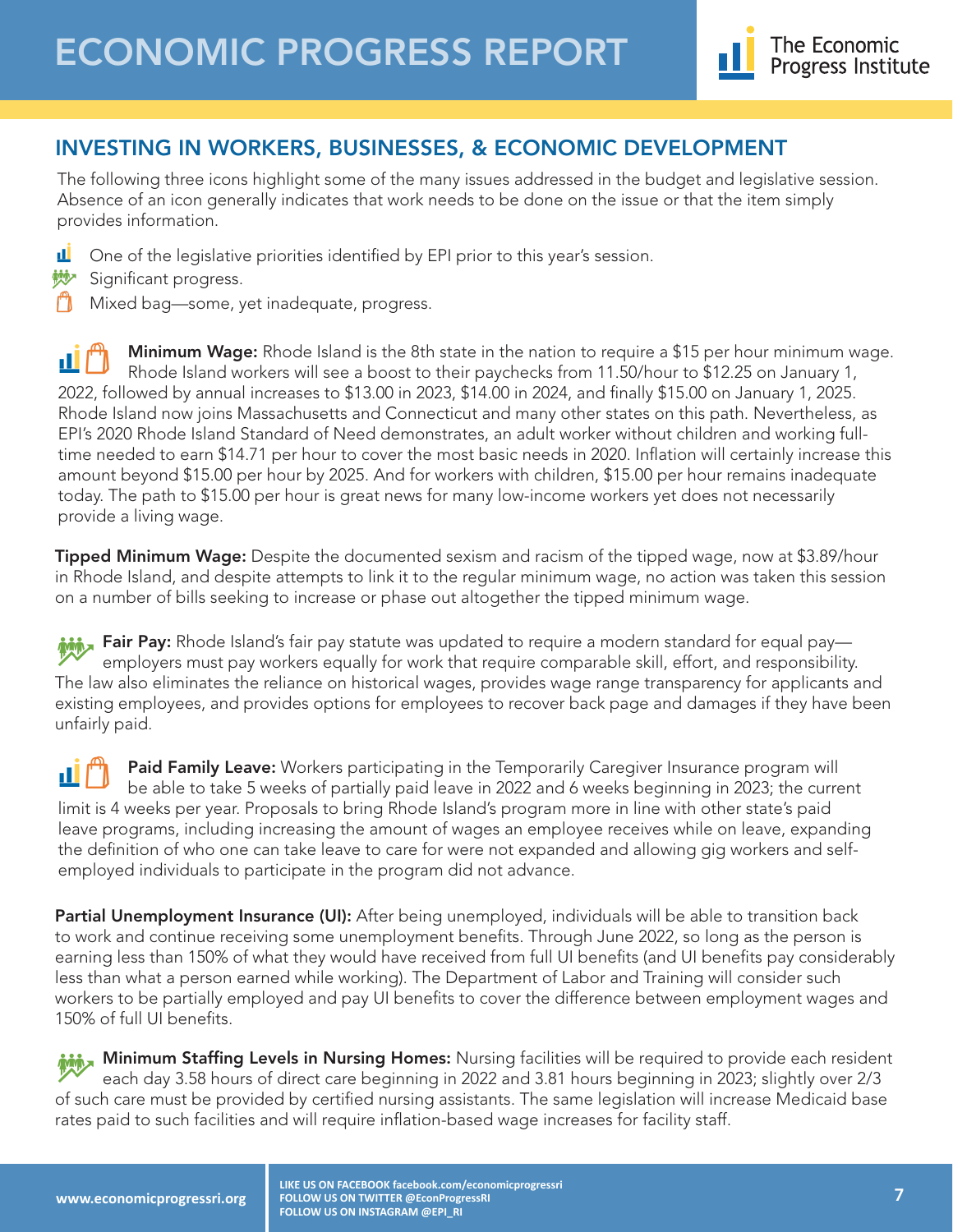# ECONOMIC PROGRESS REPORT

## INVESTING IN WORKERS, BUSINESSES, & ECONOMIC DEVELOPMENT

The following three icons highlight some of the many issues addressed in the budget and legislative session. Absence of an icon generally indicates that work needs to be done on the issue or that the item simply provides information.

- One of the legislative priorities identified by EPI prior to this year's session.
- Significant progress.
- Mixed bag—some, yet inadequate, progress.

**Minimum Wage:** Rhode Island is the 8th state in the nation to require a $15 per hour minimum wage. Rhode Island workers will see a boost to their paychecks from 11.50/hour to $12.25 on January 1, 2022, followed by annual increases to $13.00 in 2023, $14.00 in 2024, and finally $15.00 on January 1, 2025. Rhode Island now joins Massachusetts and Connecticut and many other states on this path. Nevertheless, as EPI's 2020 Rhode Island Standard of Need demonstrates, an adult worker without children and working full-time needed to earn $14.71 per hour to cover the most basic needs in 2020. Inflation will certainly increase this amount beyond $15.00 per hour by 2025. And for workers with children, $15.00 per hour remains inadequate today. The path to $15.00 per hour is great news for many low-income workers yet does not necessarily provide a living wage.

**Tipped Minimum Wage:** Despite the documented sexism and racism of the tipped wage, now at $3.89/hour in Rhode Island, and despite attempts to link it to the regular minimum wage, no action was taken this session on a number of bills seeking to increase or phase out altogether the tipped minimum wage.

**Fair Pay:** Rhode Island's fair pay statute was updated to require a modern standard for equal pay—employers must pay workers equally for work that require comparable skill, effort, and responsibility. The law also eliminates the reliance on historical wages, provides wage range transparency for applicants and existing employees, and provides options for employees to recover back page and damages if they have been unfairly paid.

**Paid Family Leave:** Workers participating in the Temporarily Caregiver Insurance program will be able to take 5 weeks of partially paid leave in 2022 and 6 weeks beginning in 2023; the current limit is 4 weeks per year. Proposals to bring Rhode Island's program more in line with other state's paid leave programs, including increasing the amount of wages an employee receives while on leave, expanding the definition of who one can take leave to care for were not expanded and allowing gig workers and self-employed individuals to participate in the program did not advance.

**Partial Unemployment Insurance (UI):** After being unemployed, individuals will be able to transition back to work and continue receiving some unemployment benefits. Through June 2022, so long as the person is earning less than 150% of what they would have received from full UI benefits (and UI benefits pay considerably less than what a person earned while working). The Department of Labor and Training will consider such workers to be partially employed and pay UI benefits to cover the difference between employment wages and 150% of full UI benefits.

**Minimum Staffing Levels in Nursing Homes:** Nursing facilities will be required to provide each resident each day 3.58 hours of direct care beginning in 2022 and 3.81 hours beginning in 2023; slightly over 2/3 of such care must be provided by certified nursing assistants. The same legislation will increase Medicaid base rates paid to such facilities and will require inflation-based wage increases for facility staff.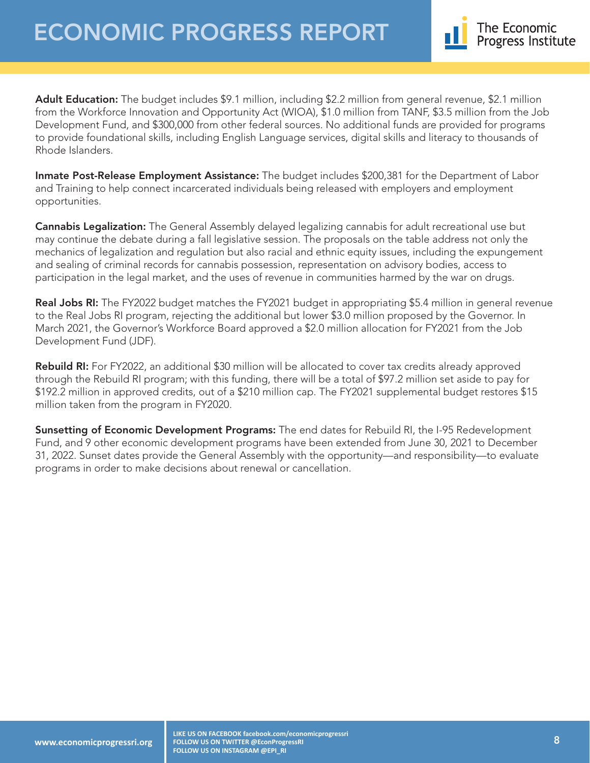**Adult Education:** The budget includes $9.1 million, including $2.2 million from general revenue, $2.1 million from the Workforce Innovation and Opportunity Act (WIOA), $1.0 million from TANF, $3.5 million from the Job Development Fund, and $300,000 from other federal sources. No additional funds are provided for programs to provide foundational skills, including English Language services, digital skills and literacy to thousands of Rhode Islanders.

**Inmate Post-Release Employment Assistance:** The budget includes $200,381 for the Department of Labor and Training to help connect incarcerated individuals being released with employers and employment opportunities.

**Cannabis Legalization:** The General Assembly delayed legalizing cannabis for adult recreational use but may continue the debate during a fall legislative session. The proposals on the table address not only the mechanics of legalization and regulation but also racial and ethnic equity issues, including the expungement and sealing of criminal records for cannabis possession, representation on advisory bodies, access to participation in the legal market, and the uses of revenue in communities harmed by the war on drugs.

**Real Jobs RI:** The FY2022 budget matches the FY2021 budget in appropriating $5.4 million in general revenue to the Real Jobs RI program, rejecting the additional but lower $3.0 million proposed by the Governor. In March 2021, the Governor's Workforce Board approved a $2.0 million allocation for FY2021 from the Job Development Fund (JDF).

**Rebuild RI:** For FY2022, an additional $30 million will be allocated to cover tax credits already approved through the Rebuild RI program; with this funding, there will be a total of $97.2 million set aside to pay for $192.2 million in approved credits, out of a $210 million cap. The FY2021 supplemental budget restores $15 million taken from the program in FY2020.

**Sunsetting of Economic Development Programs:** The end dates for Rebuild RI, the I-95 Redevelopment Fund, and 9 other economic development programs have been extended from June 30, 2021 to December 31, 2022. Sunset dates provide the General Assembly with the opportunity—and responsibility—to evaluate programs in order to make decisions about renewal or cancellation.